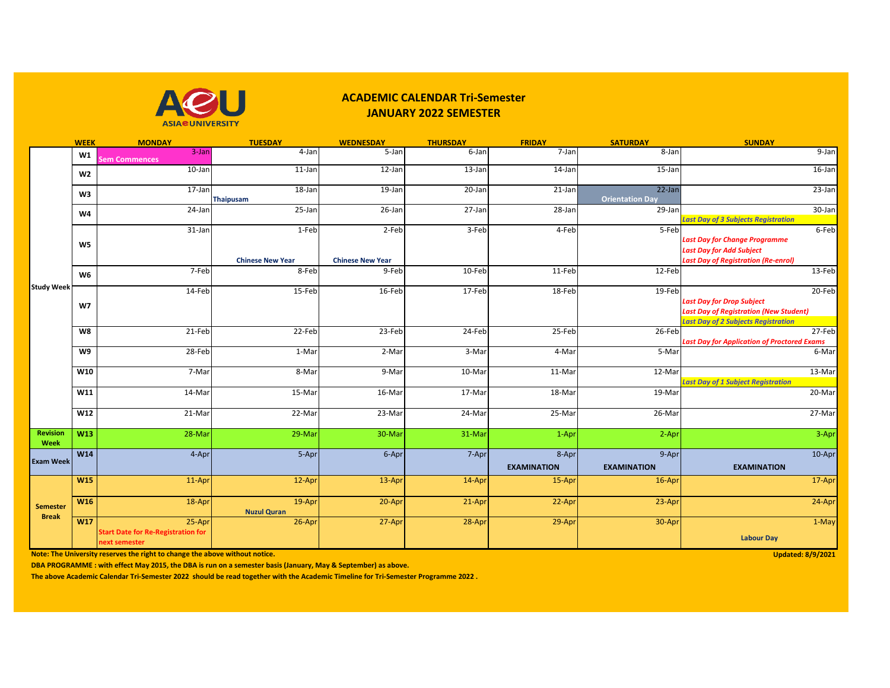# ACADEMIC CALENDAR Tri-Semester
## JANUARY 2022 SEMESTER

| | WEEK | MONDAY | TUESDAY | WEDNESDAY | THURSDAY | FRIDAY | SATURDAY | SUNDAY |
|---|---|---|---|---|---|---|---|---|
| Study Week | W1 | 3-Jan Sem Commences | 4-Jan | 5-Jan | 6-Jan | 7-Jan | 8-Jan | 9-Jan |
| | W2 | 10-Jan | 11-Jan | 12-Jan | 13-Jan | 14-Jan | 15-Jan | 16-Jan |
| | W3 | 17-Jan | 18-Jan Thaipusam | 19-Jan | 20-Jan | 21-Jan | 22-Jan Orientation Day | 23-Jan |
| | W4 | 24-Jan | 25-Jan | 26-Jan | 27-Jan | 28-Jan | 29-Jan | 30-Jan *Last Day of 3 Subjects Registration* |
| | W5 | 31-Jan | 1-Feb Chinese New Year | 2-Feb Chinese New Year | 3-Feb | 4-Feb | 5-Feb | 6-Feb *Last Day for Change Programme* *Last Day for Add Subject* *Last Day of Registration (Re-enrol)* |
| | W6 | 7-Feb | 8-Feb | 9-Feb | 10-Feb | 11-Feb | 12-Feb | 13-Feb |
| | W7 | 14-Feb | 15-Feb | 16-Feb | 17-Feb | 18-Feb | 19-Feb | 20-Feb *Last Day for Drop Subject* *Last Day of Registration (New Student)* *Last Day of 2 Subjects Registration* |
| | W8 | 21-Feb | 22-Feb | 23-Feb | 24-Feb | 25-Feb | 26-Feb | 27-Feb *Last Day for Application of Proctored Exams* |
| | W9 | 28-Feb | 1-Mar | 2-Mar | 3-Mar | 4-Mar | 5-Mar | 6-Mar |
| | W10 | 7-Mar | 8-Mar | 9-Mar | 10-Mar | 11-Mar | 12-Mar | 13-Mar *Last Day of 1 Subject Registration* |
| | W11 | 14-Mar | 15-Mar | 16-Mar | 17-Mar | 18-Mar | 19-Mar | 20-Mar |
| | W12 | 21-Mar | 22-Mar | 23-Mar | 24-Mar | 25-Mar | 26-Mar | 27-Mar |
| Revision Week | W13 | 28-Mar | 29-Mar | 30-Mar | 31-Mar | 1-Apr | 2-Apr | 3-Apr |
| Exam Week | W14 | 4-Apr | 5-Apr | 6-Apr | 7-Apr | 8-Apr EXAMINATION | 9-Apr EXAMINATION | 10-Apr EXAMINATION |
| Semester Break | W15 | 11-Apr | 12-Apr | 13-Apr | 14-Apr | 15-Apr | 16-Apr | 17-Apr |
| | W16 | 18-Apr | 19-Apr Nuzul Quran | 20-Apr | 21-Apr | 22-Apr | 23-Apr | 24-Apr |
| | W17 | 25-Apr Start Date for Re-Registration for next semester | 26-Apr | 27-Apr | 28-Apr | 29-Apr | 30-Apr | 1-May Labour Day |

**Note: The University reserves the right to change the above without notice.**

**Updated: 8/9/2021**

**DBA PROGRAMME : with effect May 2015, the DBA is run on a semester basis (January, May & September) as above.**

**The above Academic Calendar Tri-Semester 2022 should be read together with the Academic Timeline for Tri-Semester Programme 2022 .**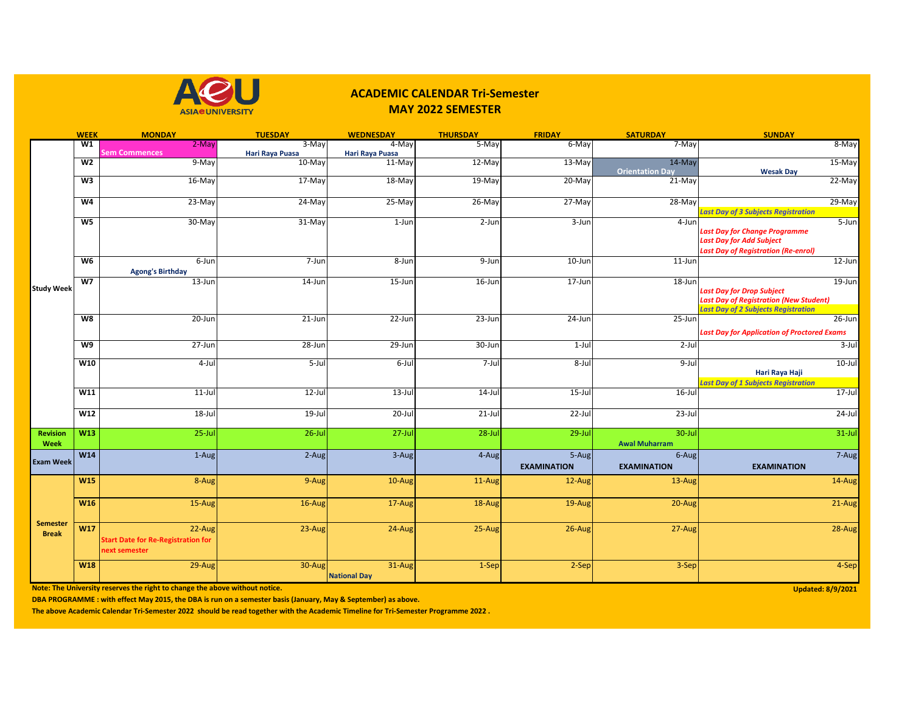## ACADEMIC CALENDAR Tri-Semester
## MAY 2022 SEMESTER

| | WEEK | MONDAY | TUESDAY | WEDNESDAY | THURSDAY | FRIDAY | SATURDAY | SUNDAY |
|---|---|---|---|---|---|---|---|---|
| Study Week | W1 | 2-May Sem Commences | 3-May Hari Raya Puasa | 4-May Hari Raya Puasa | 5-May | 6-May | 7-May | 8-May |
| | W2 | 9-May | 10-May | 11-May | 12-May | 13-May | 14-May Orientation Day | 15-May Wesak Day |
| | W3 | 16-May | 17-May | 18-May | 19-May | 20-May | 21-May | 22-May |
| | W4 | 23-May | 24-May | 25-May | 26-May | 27-May | 28-May | 29-May *Last Day of 3 Subjects Registration* |
| | W5 | 30-May | 31-May | 1-Jun | 2-Jun | 3-Jun | 4-Jun | 5-Jun *Last Day for Change Programme* *Last Day for Add Subject* *Last Day of Registration (Re-enrol)* |
| | W6 | 6-Jun Agong's Birthday | 7-Jun | 8-Jun | 9-Jun | 10-Jun | 11-Jun | 12-Jun |
| | W7 | 13-Jun | 14-Jun | 15-Jun | 16-Jun | 17-Jun | 18-Jun | 19-Jun *Last Day for Drop Subject* *Last Day of Registration (New Student)* *Last Day of 2 Subjects Registration* |
| | W8 | 20-Jun | 21-Jun | 22-Jun | 23-Jun | 24-Jun | 25-Jun | 26-Jun *Last Day for Application of Proctored Exams* |
| | W9 | 27-Jun | 28-Jun | 29-Jun | 30-Jun | 1-Jul | 2-Jul | 3-Jul |
| | W10 | 4-Jul | 5-Jul | 6-Jul | 7-Jul | 8-Jul | 9-Jul | 10-Jul Hari Raya Haji *Last Day of 1 Subjects Registration* |
| | W11 | 11-Jul | 12-Jul | 13-Jul | 14-Jul | 15-Jul | 16-Jul | 17-Jul |
| | W12 | 18-Jul | 19-Jul | 20-Jul | 21-Jul | 22-Jul | 23-Jul | 24-Jul |
| Revision Week | W13 | 25-Jul | 26-Jul | 27-Jul | 28-Jul | 29-Jul | 30-Jul Awal Muharram | 31-Jul |
| Exam Week | W14 | 1-Aug | 2-Aug | 3-Aug | 4-Aug | 5-Aug EXAMINATION | 6-Aug EXAMINATION | 7-Aug EXAMINATION |
| Semester Break | W15 | 8-Aug | 9-Aug | 10-Aug | 11-Aug | 12-Aug | 13-Aug | 14-Aug |
| | W16 | 15-Aug | 16-Aug | 17-Aug | 18-Aug | 19-Aug | 20-Aug | 21-Aug |
| | W17 | 22-Aug Start Date for Re-Registration for next semester | 23-Aug | 24-Aug | 25-Aug | 26-Aug | 27-Aug | 28-Aug |
| | W18 | 29-Aug | 30-Aug | 31-Aug National Day | 1-Sep | 2-Sep | 3-Sep | 4-Sep |

**Note: The University reserves the right to change the above without notice.**

**Updated: 8/9/2021**

**DBA PROGRAMME : with effect May 2015, the DBA is run on a semester basis (January, May & September) as above.**

**The above Academic Calendar Tri-Semester 2022 should be read together with the Academic Timeline for Tri-Semester Programme 2022 .**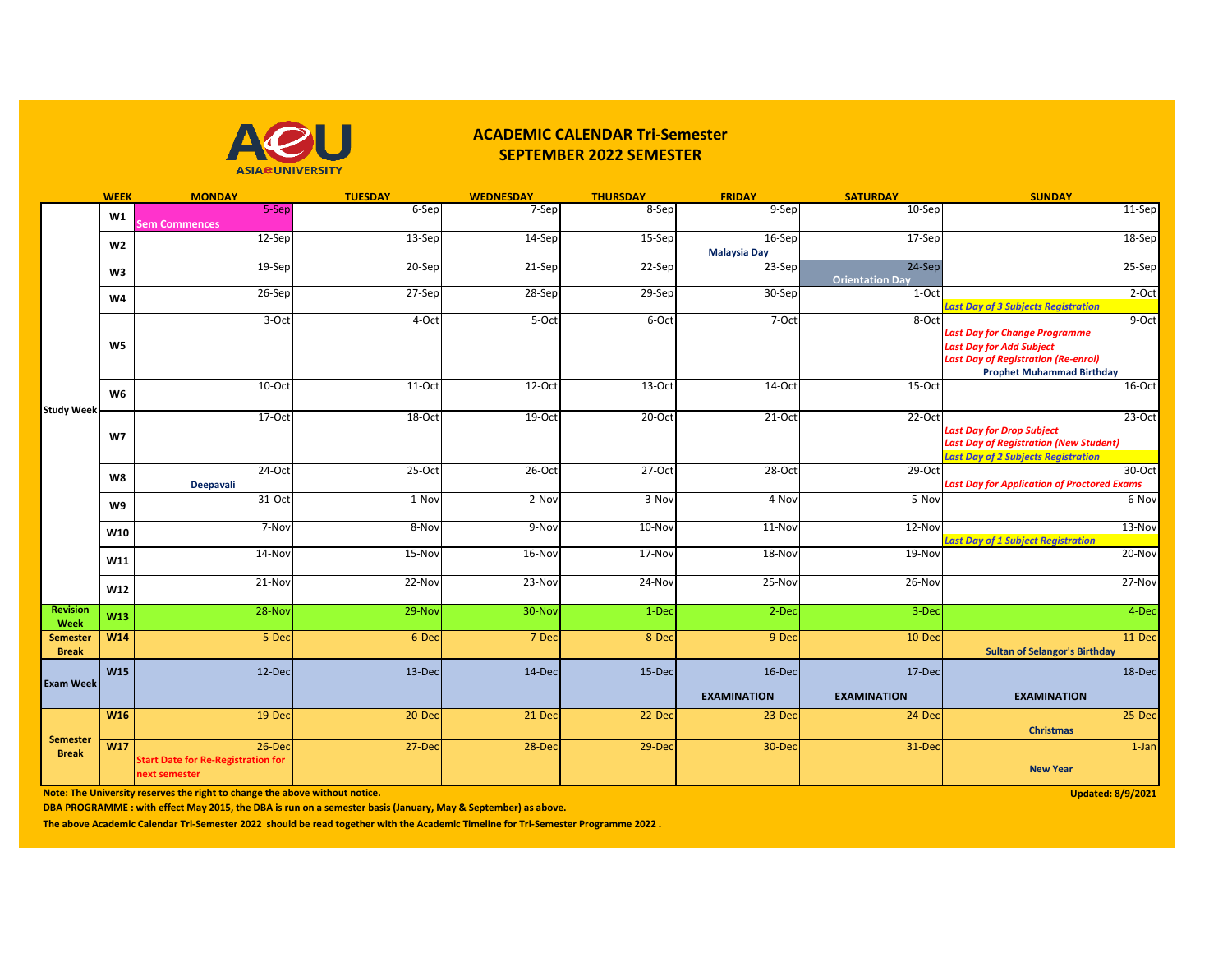ASIA e UNIVERSITY

# ACADEMIC CALENDAR Tri-Semester
## SEPTEMBER 2022 SEMESTER

| | WEEK | MONDAY | TUESDAY | WEDNESDAY | THURSDAY | FRIDAY | SATURDAY | SUNDAY |
|---|---|---|---|---|---|---|---|---|
| Study Week | W1 | 5-Sep Sem Commences | 6-Sep | 7-Sep | 8-Sep | 9-Sep | 10-Sep | 11-Sep |
| | W2 | 12-Sep | 13-Sep | 14-Sep | 15-Sep | 16-Sep Malaysia Day | 17-Sep | 18-Sep |
| | W3 | 19-Sep | 20-Sep | 21-Sep | 22-Sep | 23-Sep | 24-Sep Orientation Day | 25-Sep |
| | W4 | 26-Sep | 27-Sep | 28-Sep | 29-Sep | 30-Sep | 1-Oct | 2-Oct *Last Day of 3 Subjects Registration* |
| | W5 | 3-Oct | 4-Oct | 5-Oct | 6-Oct | 7-Oct | 8-Oct | 9-Oct *Last Day for Change Programme* *Last Day for Add Subject* *Last Day of Registration (Re-enrol)* Prophet Muhammad Birthday |
| | W6 | 10-Oct | 11-Oct | 12-Oct | 13-Oct | 14-Oct | 15-Oct | 16-Oct |
| | W7 | 17-Oct | 18-Oct | 19-Oct | 20-Oct | 21-Oct | 22-Oct | 23-Oct *Last Day for Drop Subject* *Last Day of Registration (New Student)* *Last Day of 2 Subjects Registration* |
| | W8 | 24-Oct Deepavali | 25-Oct | 26-Oct | 27-Oct | 28-Oct | 29-Oct | 30-Oct *Last Day for Application of Proctored Exams* |
| | W9 | 31-Oct | 1-Nov | 2-Nov | 3-Nov | 4-Nov | 5-Nov | 6-Nov |
| | W10 | 7-Nov | 8-Nov | 9-Nov | 10-Nov | 11-Nov | 12-Nov | 13-Nov *Last Day of 1 Subject Registration* |
| | W11 | 14-Nov | 15-Nov | 16-Nov | 17-Nov | 18-Nov | 19-Nov | 20-Nov |
| | W12 | 21-Nov | 22-Nov | 23-Nov | 24-Nov | 25-Nov | 26-Nov | 27-Nov |
| Revision Week | W13 | 28-Nov | 29-Nov | 30-Nov | 1-Dec | 2-Dec | 3-Dec | 4-Dec |
| Semester Break | W14 | 5-Dec | 6-Dec | 7-Dec | 8-Dec | 9-Dec | 10-Dec | 11-Dec Sultan of Selangor's Birthday |
| Exam Week | W15 | 12-Dec | 13-Dec | 14-Dec | 15-Dec | 16-Dec EXAMINATION | 17-Dec EXAMINATION | 18-Dec EXAMINATION |
| Semester Break | W16 | 19-Dec | 20-Dec | 21-Dec | 22-Dec | 23-Dec | 24-Dec | 25-Dec Christmas |
| | W17 | 26-Dec Start Date for Re-Registration for next semester | 27-Dec | 28-Dec | 29-Dec | 30-Dec | 31-Dec | 1-Jan New Year |

**Note: The University reserves the right to change the above without notice.**

**Updated: 8/9/2021**

**DBA PROGRAMME : with effect May 2015, the DBA is run on a semester basis (January, May & September) as above.**

**The above Academic Calendar Tri-Semester 2022 should be read together with the Academic Timeline for Tri-Semester Programme 2022 .**